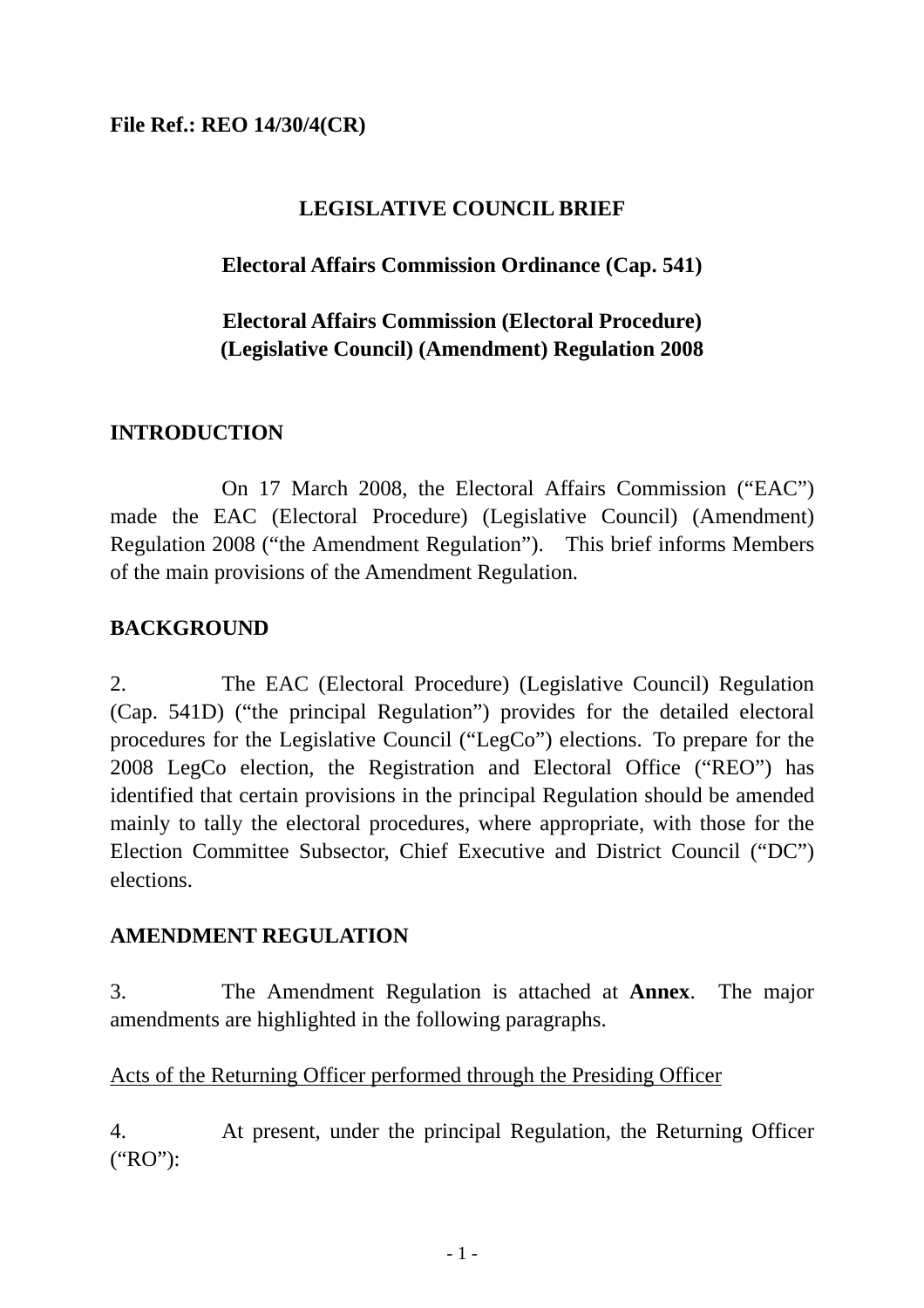**File Ref.: REO 14/30/4(CR)**

# LEGISLATIVE COUNCIL BRIEF

## Electoral Affairs Commission Ordinance (Cap. 541)

## Electoral Affairs Commission (Electoral Procedure) (Legislative Council) (Amendment) Regulation 2008

## INTRODUCTION

On 17 March 2008, the Electoral Affairs Commission ("EAC") made the EAC (Electoral Procedure) (Legislative Council) (Amendment) Regulation 2008 ("the Amendment Regulation"). This brief informs Members of the main provisions of the Amendment Regulation.

## BACKGROUND

2. The EAC (Electoral Procedure) (Legislative Council) Regulation (Cap. 541D) ("the principal Regulation") provides for the detailed electoral procedures for the Legislative Council ("LegCo") elections. To prepare for the 2008 LegCo election, the Registration and Electoral Office ("REO") has identified that certain provisions in the principal Regulation should be amended mainly to tally the electoral procedures, where appropriate, with those for the Election Committee Subsector, Chief Executive and District Council ("DC") elections.

## AMENDMENT REGULATION

3. The Amendment Regulation is attached at **Annex**. The major amendments are highlighted in the following paragraphs.

<u>Acts of the Returning Officer performed through the Presiding Officer</u>

4. At present, under the principal Regulation, the Returning Officer ("RO"):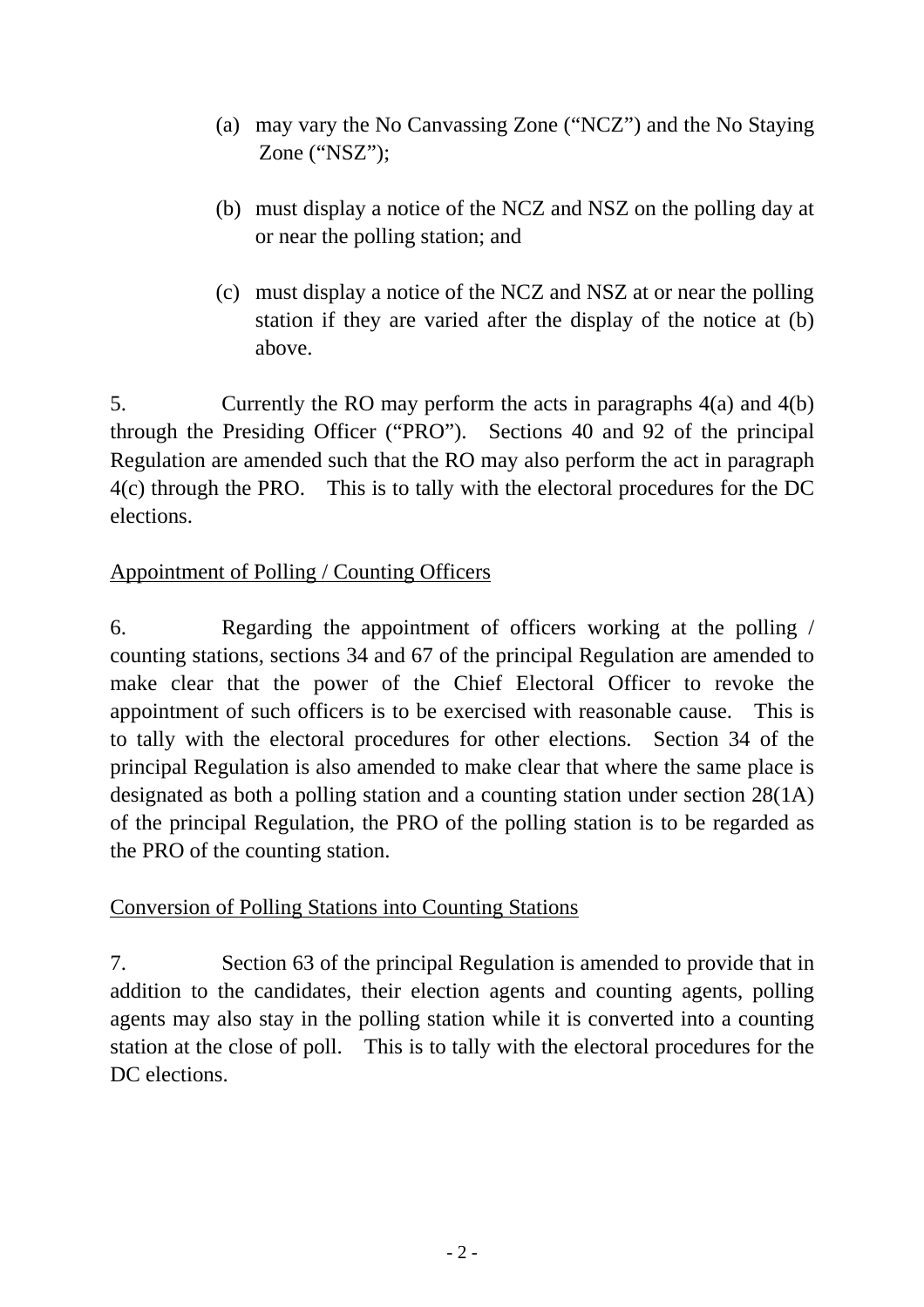(a) may vary the No Canvassing Zone ("NCZ") and the No Staying Zone ("NSZ");

(b) must display a notice of the NCZ and NSZ on the polling day at or near the polling station; and

(c) must display a notice of the NCZ and NSZ at or near the polling station if they are varied after the display of the notice at (b) above.

5. Currently the RO may perform the acts in paragraphs 4(a) and 4(b) through the Presiding Officer ("PRO"). Sections 40 and 92 of the principal Regulation are amended such that the RO may also perform the act in paragraph 4(c) through the PRO. This is to tally with the electoral procedures for the DC elections.

Appointment of Polling / Counting Officers

6. Regarding the appointment of officers working at the polling / counting stations, sections 34 and 67 of the principal Regulation are amended to make clear that the power of the Chief Electoral Officer to revoke the appointment of such officers is to be exercised with reasonable cause. This is to tally with the electoral procedures for other elections. Section 34 of the principal Regulation is also amended to make clear that where the same place is designated as both a polling station and a counting station under section 28(1A) of the principal Regulation, the PRO of the polling station is to be regarded as the PRO of the counting station.

Conversion of Polling Stations into Counting Stations

7. Section 63 of the principal Regulation is amended to provide that in addition to the candidates, their election agents and counting agents, polling agents may also stay in the polling station while it is converted into a counting station at the close of poll. This is to tally with the electoral procedures for the DC elections.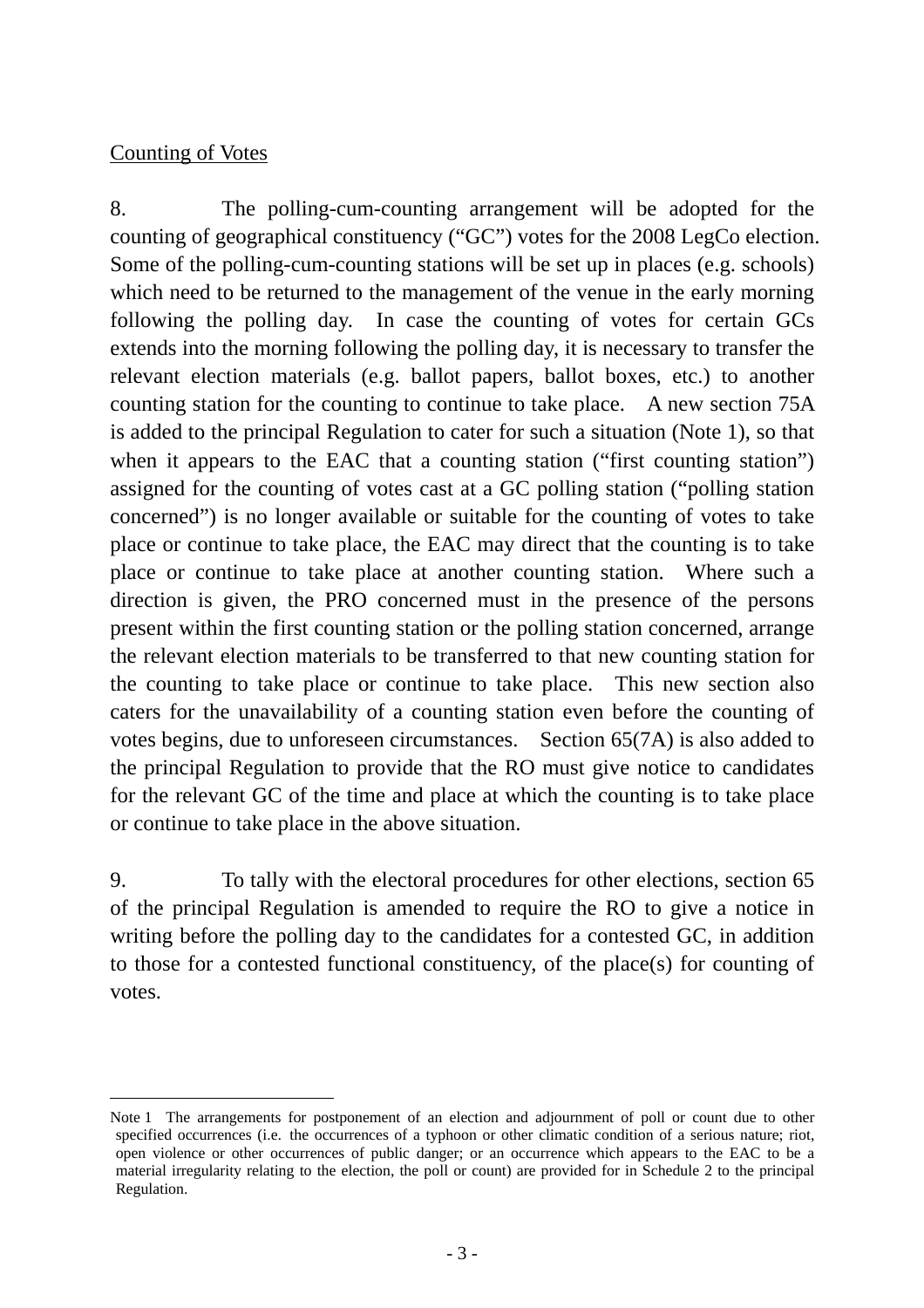Counting of Votes

8. The polling-cum-counting arrangement will be adopted for the counting of geographical constituency ("GC") votes for the 2008 LegCo election. Some of the polling-cum-counting stations will be set up in places (e.g. schools) which need to be returned to the management of the venue in the early morning following the polling day. In case the counting of votes for certain GCs extends into the morning following the polling day, it is necessary to transfer the relevant election materials (e.g. ballot papers, ballot boxes, etc.) to another counting station for the counting to continue to take place. A new section 75A is added to the principal Regulation to cater for such a situation (Note 1), so that when it appears to the EAC that a counting station ("first counting station") assigned for the counting of votes cast at a GC polling station ("polling station concerned") is no longer available or suitable for the counting of votes to take place or continue to take place, the EAC may direct that the counting is to take place or continue to take place at another counting station. Where such a direction is given, the PRO concerned must in the presence of the persons present within the first counting station or the polling station concerned, arrange the relevant election materials to be transferred to that new counting station for the counting to take place or continue to take place. This new section also caters for the unavailability of a counting station even before the counting of votes begins, due to unforeseen circumstances. Section 65(7A) is also added to the principal Regulation to provide that the RO must give notice to candidates for the relevant GC of the time and place at which the counting is to take place or continue to take place in the above situation.

9. To tally with the electoral procedures for other elections, section 65 of the principal Regulation is amended to require the RO to give a notice in writing before the polling day to the candidates for a contested GC, in addition to those for a contested functional constituency, of the place(s) for counting of votes.

---

Note 1 The arrangements for postponement of an election and adjournment of poll or count due to other specified occurrences (i.e. the occurrences of a typhoon or other climatic condition of a serious nature; riot, open violence or other occurrences of public danger; or an occurrence which appears to the EAC to be a material irregularity relating to the election, the poll or count) are provided for in Schedule 2 to the principal Regulation.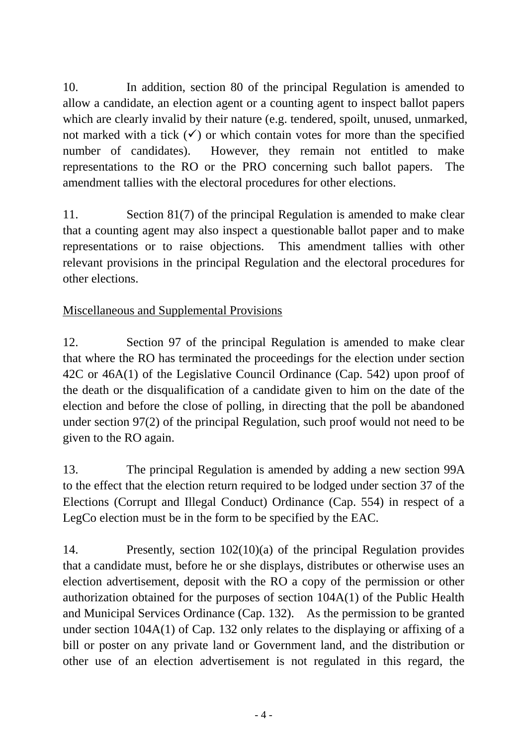10. In addition, section 80 of the principal Regulation is amended to allow a candidate, an election agent or a counting agent to inspect ballot papers which are clearly invalid by their nature (e.g. tendered, spoilt, unused, unmarked, not marked with a tick (✓) or which contain votes for more than the specified number of candidates). However, they remain not entitled to make representations to the RO or the PRO concerning such ballot papers. The amendment tallies with the electoral procedures for other elections.

11. Section 81(7) of the principal Regulation is amended to make clear that a counting agent may also inspect a questionable ballot paper and to make representations or to raise objections. This amendment tallies with other relevant provisions in the principal Regulation and the electoral procedures for other elections.

<u>Miscellaneous and Supplemental Provisions</u>

12. Section 97 of the principal Regulation is amended to make clear that where the RO has terminated the proceedings for the election under section 42C or 46A(1) of the Legislative Council Ordinance (Cap. 542) upon proof of the death or the disqualification of a candidate given to him on the date of the election and before the close of polling, in directing that the poll be abandoned under section 97(2) of the principal Regulation, such proof would not need to be given to the RO again.

13. The principal Regulation is amended by adding a new section 99A to the effect that the election return required to be lodged under section 37 of the Elections (Corrupt and Illegal Conduct) Ordinance (Cap. 554) in respect of a LegCo election must be in the form to be specified by the EAC.

14. Presently, section 102(10)(a) of the principal Regulation provides that a candidate must, before he or she displays, distributes or otherwise uses an election advertisement, deposit with the RO a copy of the permission or other authorization obtained for the purposes of section 104A(1) of the Public Health and Municipal Services Ordinance (Cap. 132). As the permission to be granted under section 104A(1) of Cap. 132 only relates to the displaying or affixing of a bill or poster on any private land or Government land, and the distribution or other use of an election advertisement is not regulated in this regard, the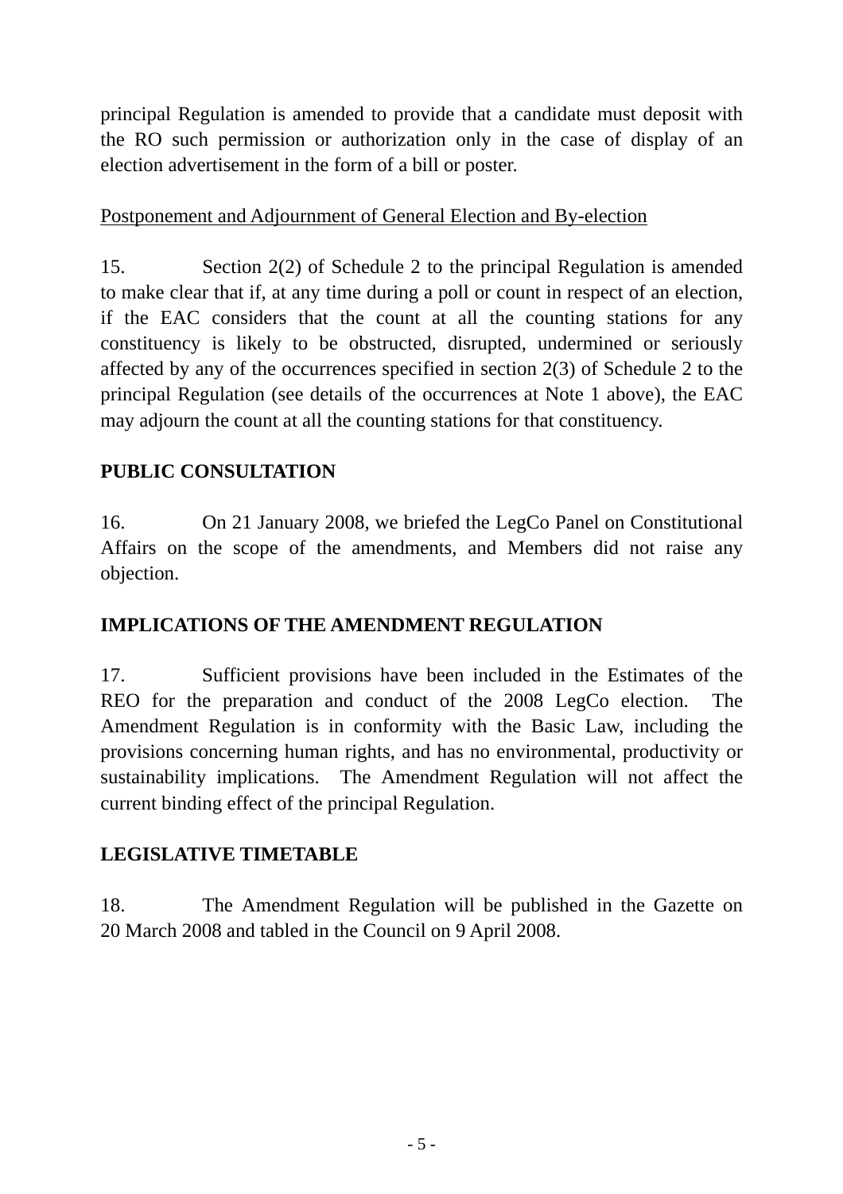principal Regulation is amended to provide that a candidate must deposit with the RO such permission or authorization only in the case of display of an election advertisement in the form of a bill or poster.

<u>Postponement and Adjournment of General Election and By-election</u>

15. Section 2(2) of Schedule 2 to the principal Regulation is amended to make clear that if, at any time during a poll or count in respect of an election, if the EAC considers that the count at all the counting stations for any constituency is likely to be obstructed, disrupted, undermined or seriously affected by any of the occurrences specified in section 2(3) of Schedule 2 to the principal Regulation (see details of the occurrences at Note 1 above), the EAC may adjourn the count at all the counting stations for that constituency.

## PUBLIC CONSULTATION

16. On 21 January 2008, we briefed the LegCo Panel on Constitutional Affairs on the scope of the amendments, and Members did not raise any objection.

## IMPLICATIONS OF THE AMENDMENT REGULATION

17. Sufficient provisions have been included in the Estimates of the REO for the preparation and conduct of the 2008 LegCo election. The Amendment Regulation is in conformity with the Basic Law, including the provisions concerning human rights, and has no environmental, productivity or sustainability implications. The Amendment Regulation will not affect the current binding effect of the principal Regulation.

## LEGISLATIVE TIMETABLE

18. The Amendment Regulation will be published in the Gazette on 20 March 2008 and tabled in the Council on 9 April 2008.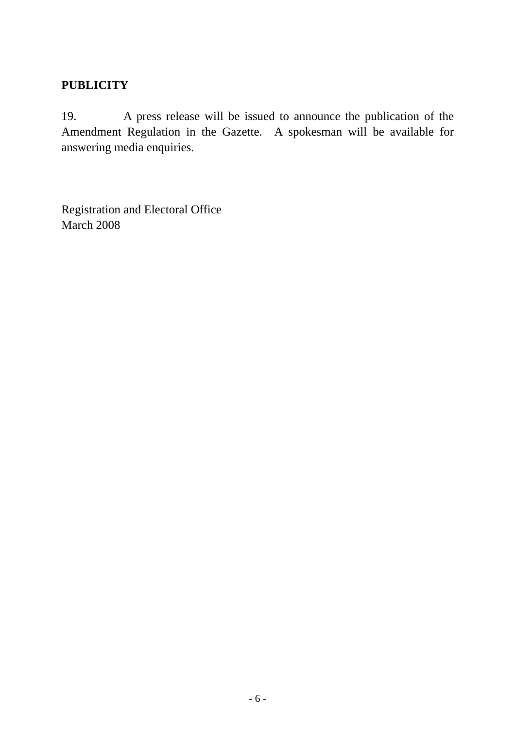**PUBLICITY**

19. A press release will be issued to announce the publication of the Amendment Regulation in the Gazette. A spokesman will be available for answering media enquiries.

Registration and Electoral Office
March 2008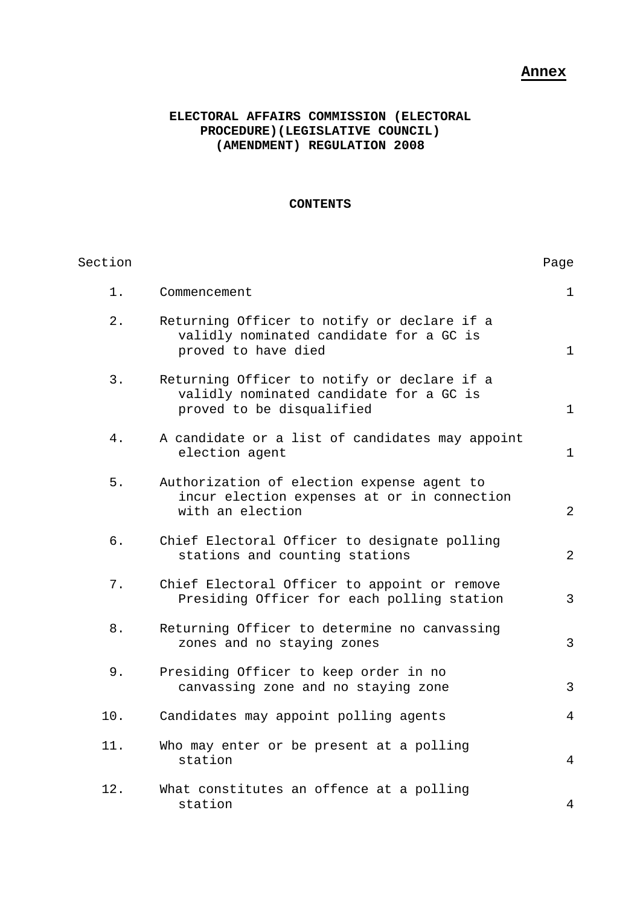**Annex**

# ELECTORAL AFFAIRS COMMISSION (ELECTORAL PROCEDURE)(LEGISLATIVE COUNCIL) (AMENDMENT) REGULATION 2008

## CONTENTS

| Section | | Page |
|---|---|---|
| 1. | Commencement | 1 |
| 2. | Returning Officer to notify or declare if a validly nominated candidate for a GC is proved to have died | 1 |
| 3. | Returning Officer to notify or declare if a validly nominated candidate for a GC is proved to be disqualified | 1 |
| 4. | A candidate or a list of candidates may appoint election agent | 1 |
| 5. | Authorization of election expense agent to incur election expenses at or in connection with an election | 2 |
| 6. | Chief Electoral Officer to designate polling stations and counting stations | 2 |
| 7. | Chief Electoral Officer to appoint or remove Presiding Officer for each polling station | 3 |
| 8. | Returning Officer to determine no canvassing zones and no staying zones | 3 |
| 9. | Presiding Officer to keep order in no canvassing zone and no staying zone | 3 |
| 10. | Candidates may appoint polling agents | 4 |
| 11. | Who may enter or be present at a polling station | 4 |
| 12. | What constitutes an offence at a polling station | 4 |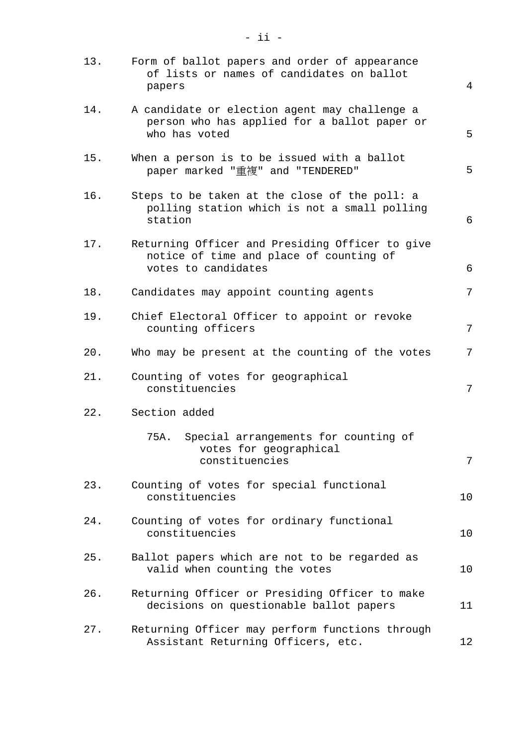| | | |
|---|---|---|
| 13. | Form of ballot papers and order of appearance of lists or names of candidates on ballot papers | 4 |
| 14. | A candidate or election agent may challenge a person who has applied for a ballot paper or who has voted | 5 |
| 15. | When a person is to be issued with a ballot paper marked "重複" and "TENDERED" | 5 |
| 16. | Steps to be taken at the close of the poll: a polling station which is not a small polling station | 6 |
| 17. | Returning Officer and Presiding Officer to give notice of time and place of counting of votes to candidates | 6 |
| 18. | Candidates may appoint counting agents | 7 |
| 19. | Chief Electoral Officer to appoint or revoke counting officers | 7 |
| 20. | Who may be present at the counting of the votes | 7 |
| 21. | Counting of votes for geographical constituencies | 7 |
| 22. | Section added | |
| | 75A. Special arrangements for counting of votes for geographical constituencies | 7 |
| 23. | Counting of votes for special functional constituencies | 10 |
| 24. | Counting of votes for ordinary functional constituencies | 10 |
| 25. | Ballot papers which are not to be regarded as valid when counting the votes | 10 |
| 26. | Returning Officer or Presiding Officer to make decisions on questionable ballot papers | 11 |
| 27. | Returning Officer may perform functions through Assistant Returning Officers, etc. | 12 |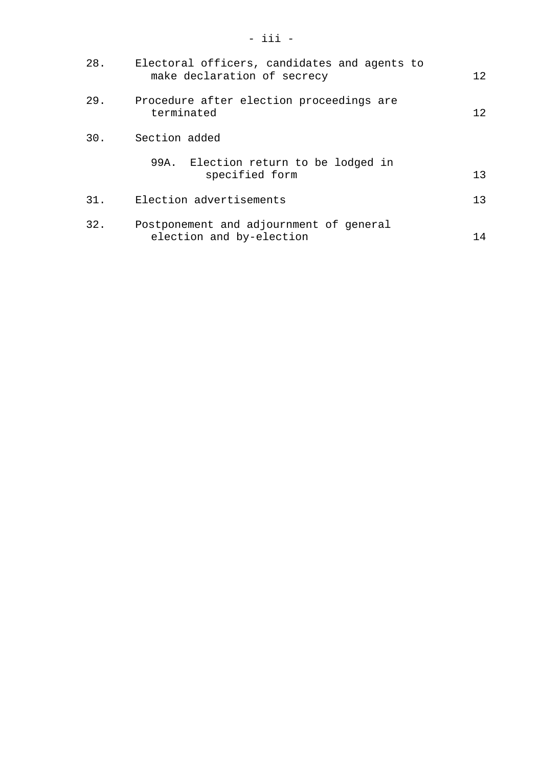| | | |
|---|---|---|
| 28. | Electoral officers, candidates and agents to make declaration of secrecy | 12 |
| 29. | Procedure after election proceedings are terminated | 12 |
| 30. | Section added | |
| | 99A. Election return to be lodged in specified form | 13 |
| 31. | Election advertisements | 13 |
| 32. | Postponement and adjournment of general election and by-election | 14 |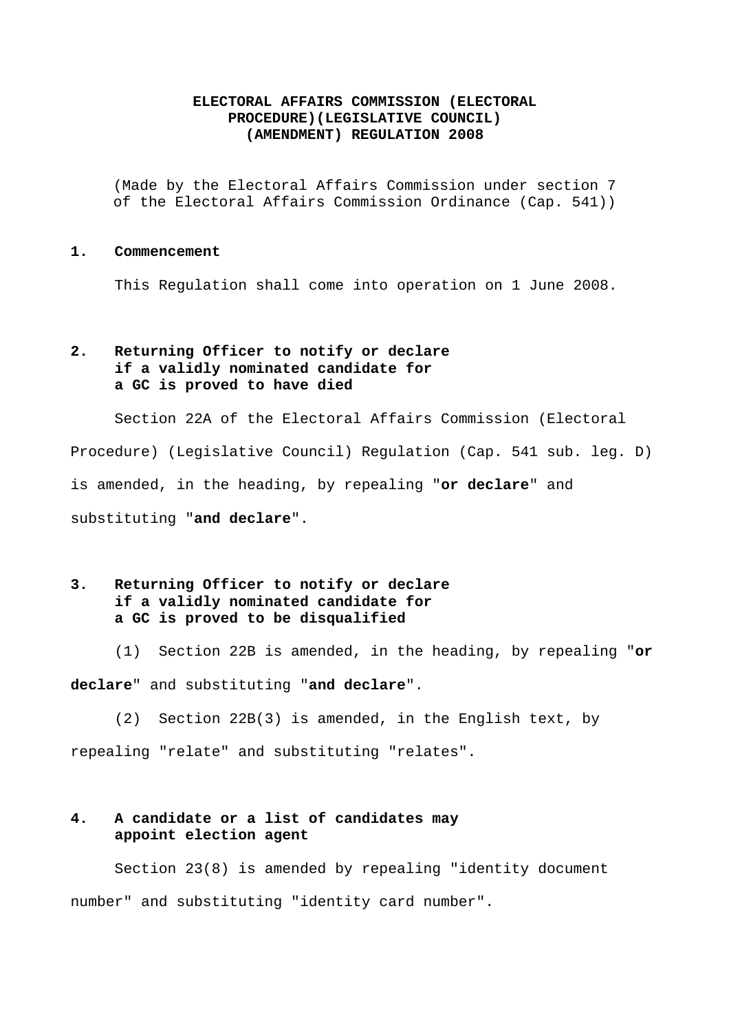# ELECTORAL AFFAIRS COMMISSION (ELECTORAL PROCEDURE)(LEGISLATIVE COUNCIL) (AMENDMENT) REGULATION 2008

(Made by the Electoral Affairs Commission under section 7 of the Electoral Affairs Commission Ordinance (Cap. 541))

**1. Commencement**

This Regulation shall come into operation on 1 June 2008.

**2. Returning Officer to notify or declare if a validly nominated candidate for a GC is proved to have died**

Section 22A of the Electoral Affairs Commission (Electoral Procedure) (Legislative Council) Regulation (Cap. 541 sub. leg. D) is amended, in the heading, by repealing "**or declare**" and substituting "**and declare**".

**3. Returning Officer to notify or declare if a validly nominated candidate for a GC is proved to be disqualified**

(1) Section 22B is amended, in the heading, by repealing "**or declare**" and substituting "**and declare**".

(2) Section 22B(3) is amended, in the English text, by repealing "relate" and substituting "relates".

**4. A candidate or a list of candidates may appoint election agent**

Section 23(8) is amended by repealing "identity document number" and substituting "identity card number".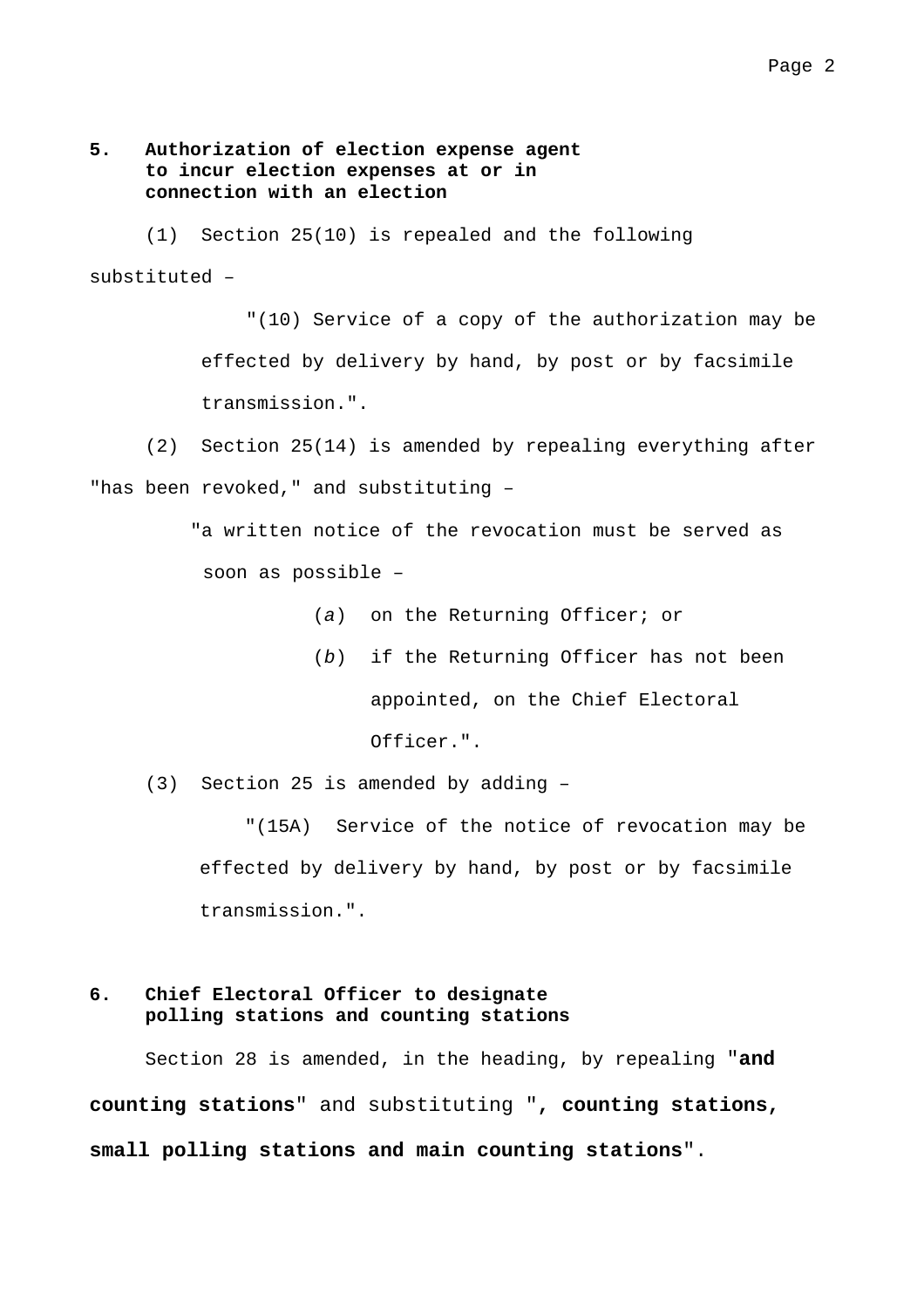**5. Authorization of election expense agent to incur election expenses at or in connection with an election**

(1) Section 25(10) is repealed and the following substituted –

> "(10) Service of a copy of the authorization may be effected by delivery by hand, by post or by facsimile transmission.".

(2) Section 25(14) is amended by repealing everything after "has been revoked," and substituting –

> "a written notice of the revocation must be served as soon as possible –
>
> (*a*) on the Returning Officer; or
>
> (*b*) if the Returning Officer has not been appointed, on the Chief Electoral Officer.".

(3) Section 25 is amended by adding –

> "(15A) Service of the notice of revocation may be effected by delivery by hand, by post or by facsimile transmission.".

**6. Chief Electoral Officer to designate polling stations and counting stations**

Section 28 is amended, in the heading, by repealing "**and counting stations**" and substituting "**, counting stations, small polling stations and main counting stations**".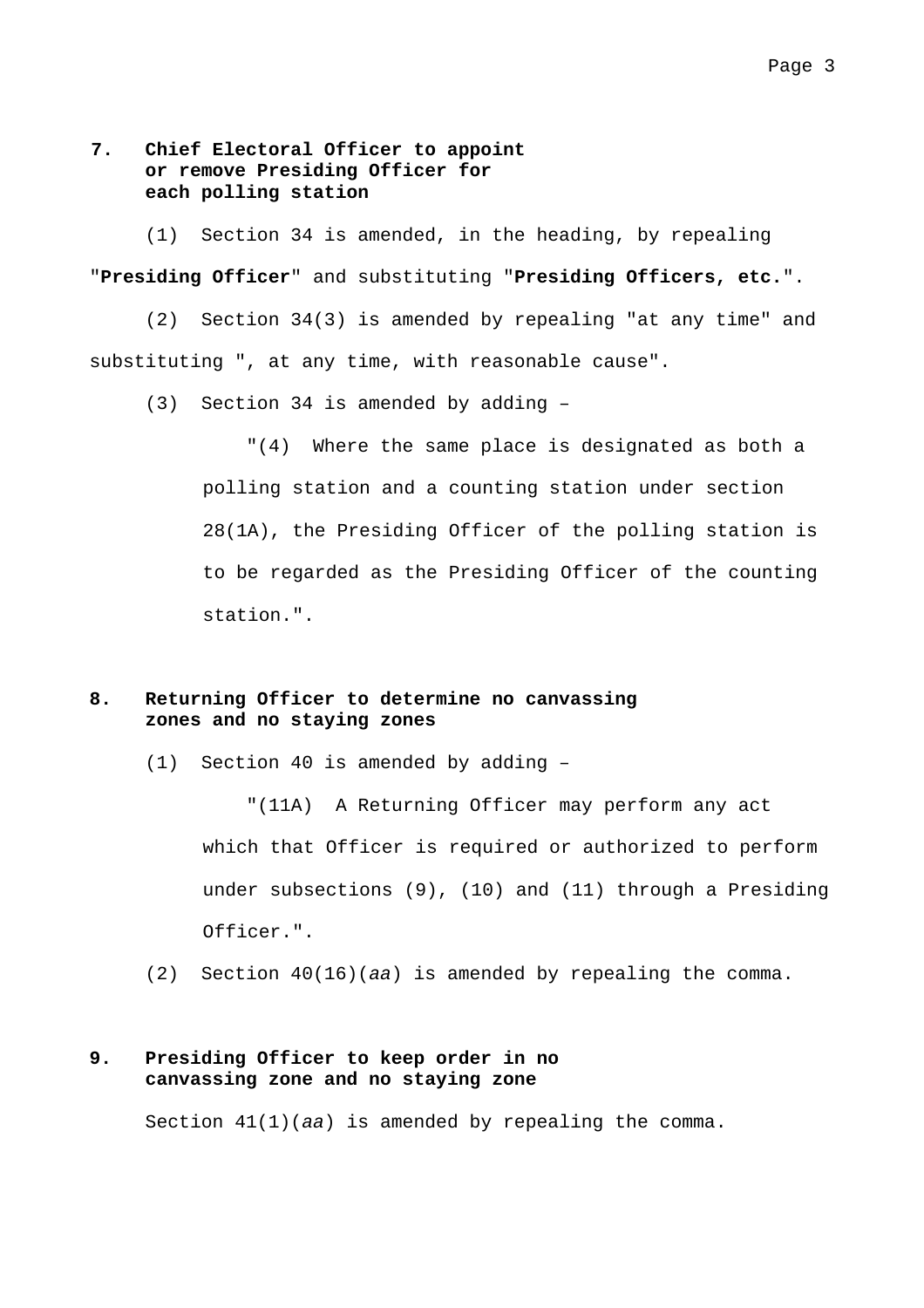### 7. Chief Electoral Officer to appoint or remove Presiding Officer for each polling station

(1) Section 34 is amended, in the heading, by repealing "**Presiding Officer**" and substituting "**Presiding Officers, etc.**".

(2) Section 34(3) is amended by repealing "at any time" and substituting ", at any time, with reasonable cause".

(3) Section 34 is amended by adding –

> "(4) Where the same place is designated as both a polling station and a counting station under section 28(1A), the Presiding Officer of the polling station is to be regarded as the Presiding Officer of the counting station.".

### 8. Returning Officer to determine no canvassing zones and no staying zones

(1) Section 40 is amended by adding –

> "(11A) A Returning Officer may perform any act which that Officer is required or authorized to perform under subsections (9), (10) and (11) through a Presiding Officer.".

(2) Section 40(16)(*aa*) is amended by repealing the comma.

### 9. Presiding Officer to keep order in no canvassing zone and no staying zone

Section 41(1)(*aa*) is amended by repealing the comma.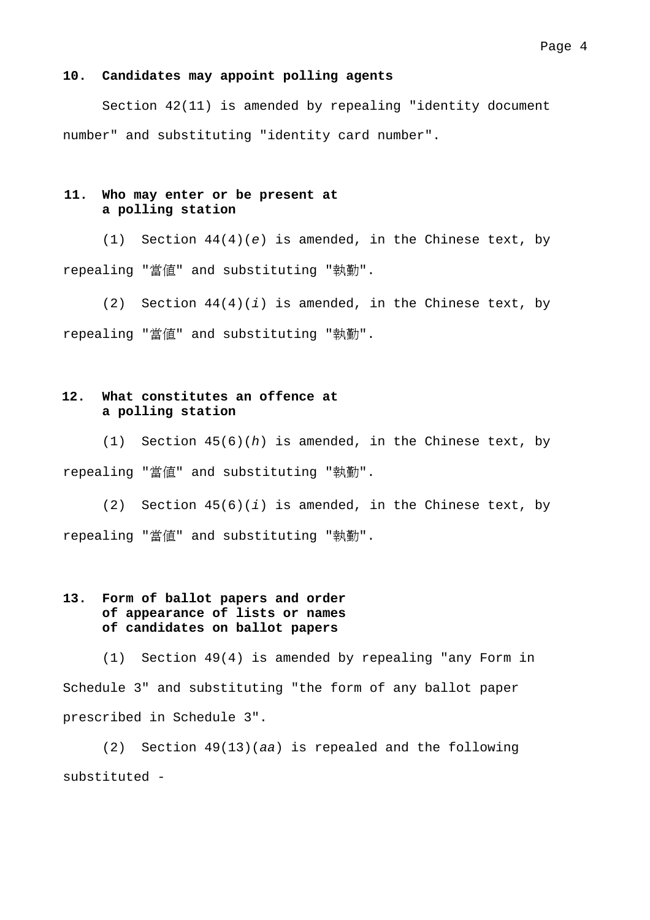**10. Candidates may appoint polling agents**

Section 42(11) is amended by repealing "identity document number" and substituting "identity card number".

**11. Who may enter or be present at a polling station**

(1) Section 44(4)(*e*) is amended, in the Chinese text, by repealing "當值" and substituting "執勤".

(2) Section 44(4)(*i*) is amended, in the Chinese text, by repealing "當值" and substituting "執勤".

**12. What constitutes an offence at a polling station**

(1) Section 45(6)(*h*) is amended, in the Chinese text, by repealing "當值" and substituting "執勤".

(2) Section 45(6)(*i*) is amended, in the Chinese text, by repealing "當值" and substituting "執勤".

**13. Form of ballot papers and order of appearance of lists or names of candidates on ballot papers**

(1) Section 49(4) is amended by repealing "any Form in Schedule 3" and substituting "the form of any ballot paper prescribed in Schedule 3".

(2) Section 49(13)(*aa*) is repealed and the following substituted -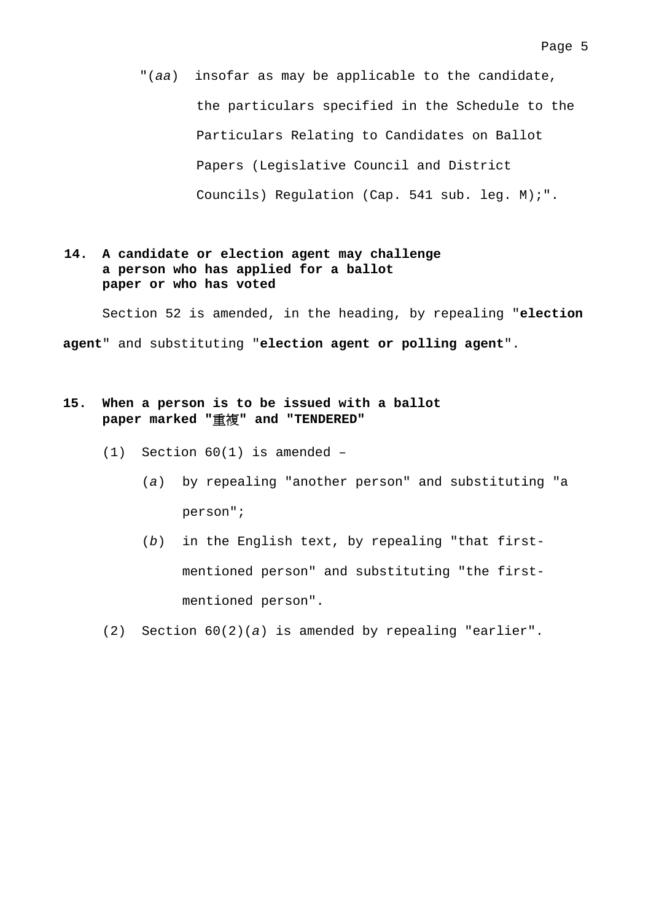"(*aa*) insofar as may be applicable to the candidate, the particulars specified in the Schedule to the Particulars Relating to Candidates on Ballot Papers (Legislative Council and District Councils) Regulation (Cap. 541 sub. leg. M);".

**14. A candidate or election agent may challenge a person who has applied for a ballot paper or who has voted**

Section 52 is amended, in the heading, by repealing "**election agent**" and substituting "**election agent or polling agent**".

**15. When a person is to be issued with a ballot paper marked "重複" and "TENDERED"**

(1) Section 60(1) is amended –

(*a*) by repealing "another person" and substituting "a person";

(*b*) in the English text, by repealing "that first-mentioned person" and substituting "the first-mentioned person".

(2) Section 60(2)(*a*) is amended by repealing "earlier".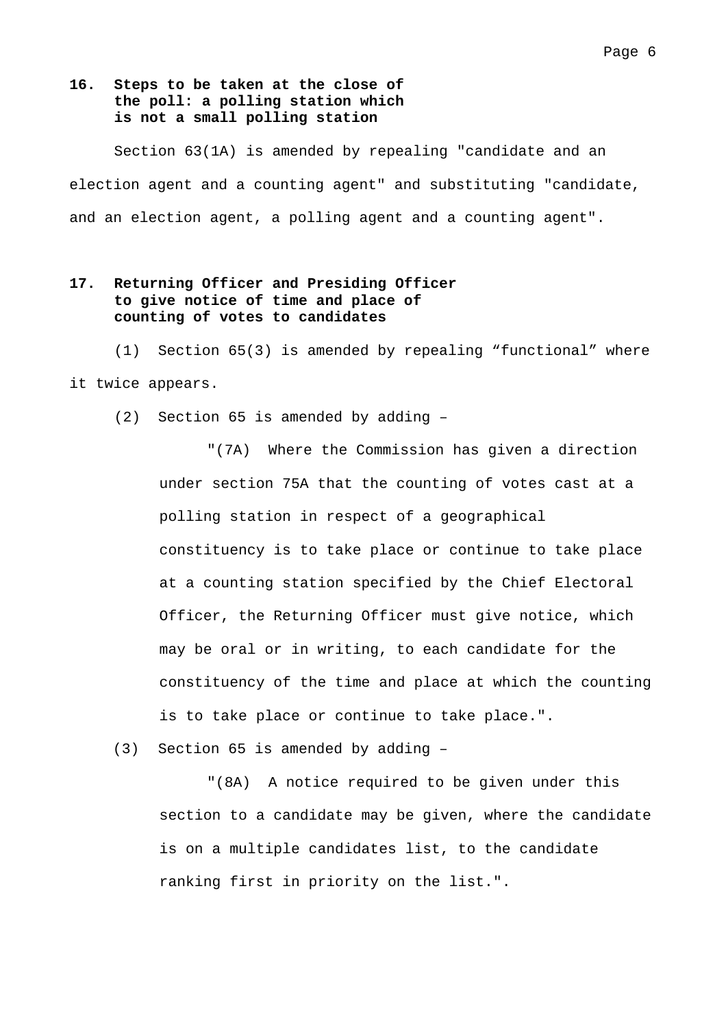**16. Steps to be taken at the close of the poll: a polling station which is not a small polling station**

Section 63(1A) is amended by repealing "candidate and an election agent and a counting agent" and substituting "candidate, and an election agent, a polling agent and a counting agent".

**17. Returning Officer and Presiding Officer to give notice of time and place of counting of votes to candidates**

(1) Section 65(3) is amended by repealing "functional" where it twice appears.

(2) Section 65 is amended by adding –

> "(7A) Where the Commission has given a direction under section 75A that the counting of votes cast at a polling station in respect of a geographical constituency is to take place or continue to take place at a counting station specified by the Chief Electoral Officer, the Returning Officer must give notice, which may be oral or in writing, to each candidate for the constituency of the time and place at which the counting is to take place or continue to take place.".

(3) Section 65 is amended by adding –

> "(8A) A notice required to be given under this section to a candidate may be given, where the candidate is on a multiple candidates list, to the candidate ranking first in priority on the list.".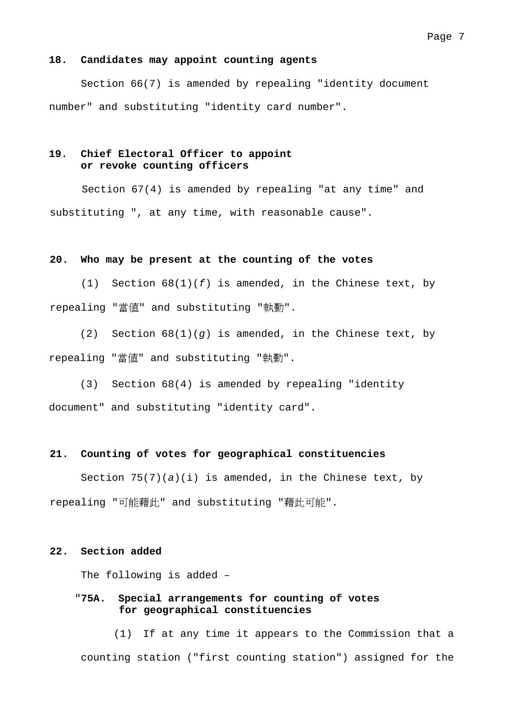**18. Candidates may appoint counting agents**

Section 66(7) is amended by repealing "identity document number" and substituting "identity card number".

**19. Chief Electoral Officer to appoint or revoke counting officers**

Section 67(4) is amended by repealing "at any time" and substituting ", at any time, with reasonable cause".

**20. Who may be present at the counting of the votes**

(1) Section 68(1)(*f*) is amended, in the Chinese text, by repealing "當值" and substituting "執勤".

(2) Section 68(1)(*g*) is amended, in the Chinese text, by repealing "當值" and substituting "執勤".

(3) Section 68(4) is amended by repealing "identity document" and substituting "identity card".

**21. Counting of votes for geographical constituencies**

Section 75(7)(*a*)(i) is amended, in the Chinese text, by repealing "可能藉此" and substituting "藉此可能".

**22. Section added**

The following is added –

"**75A. Special arrangements for counting of votes for geographical constituencies**

(1) If at any time it appears to the Commission that a counting station ("first counting station") assigned for the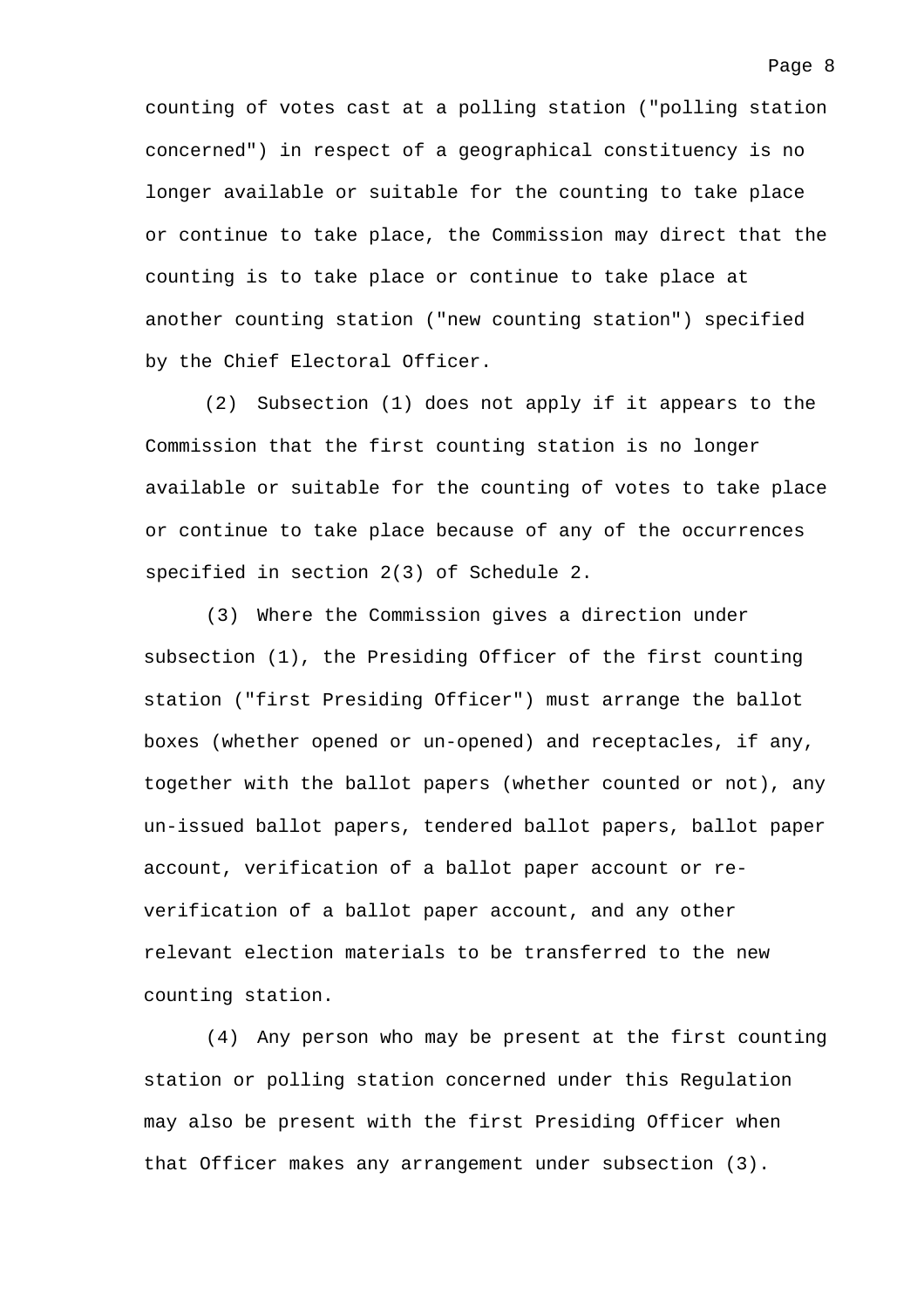counting of votes cast at a polling station ("polling station concerned") in respect of a geographical constituency is no longer available or suitable for the counting to take place or continue to take place, the Commission may direct that the counting is to take place or continue to take place at another counting station ("new counting station") specified by the Chief Electoral Officer.

(2) Subsection (1) does not apply if it appears to the Commission that the first counting station is no longer available or suitable for the counting of votes to take place or continue to take place because of any of the occurrences specified in section 2(3) of Schedule 2.

(3) Where the Commission gives a direction under subsection (1), the Presiding Officer of the first counting station ("first Presiding Officer") must arrange the ballot boxes (whether opened or un-opened) and receptacles, if any, together with the ballot papers (whether counted or not), any un-issued ballot papers, tendered ballot papers, ballot paper account, verification of a ballot paper account or re-verification of a ballot paper account, and any other relevant election materials to be transferred to the new counting station.

(4) Any person who may be present at the first counting station or polling station concerned under this Regulation may also be present with the first Presiding Officer when that Officer makes any arrangement under subsection (3).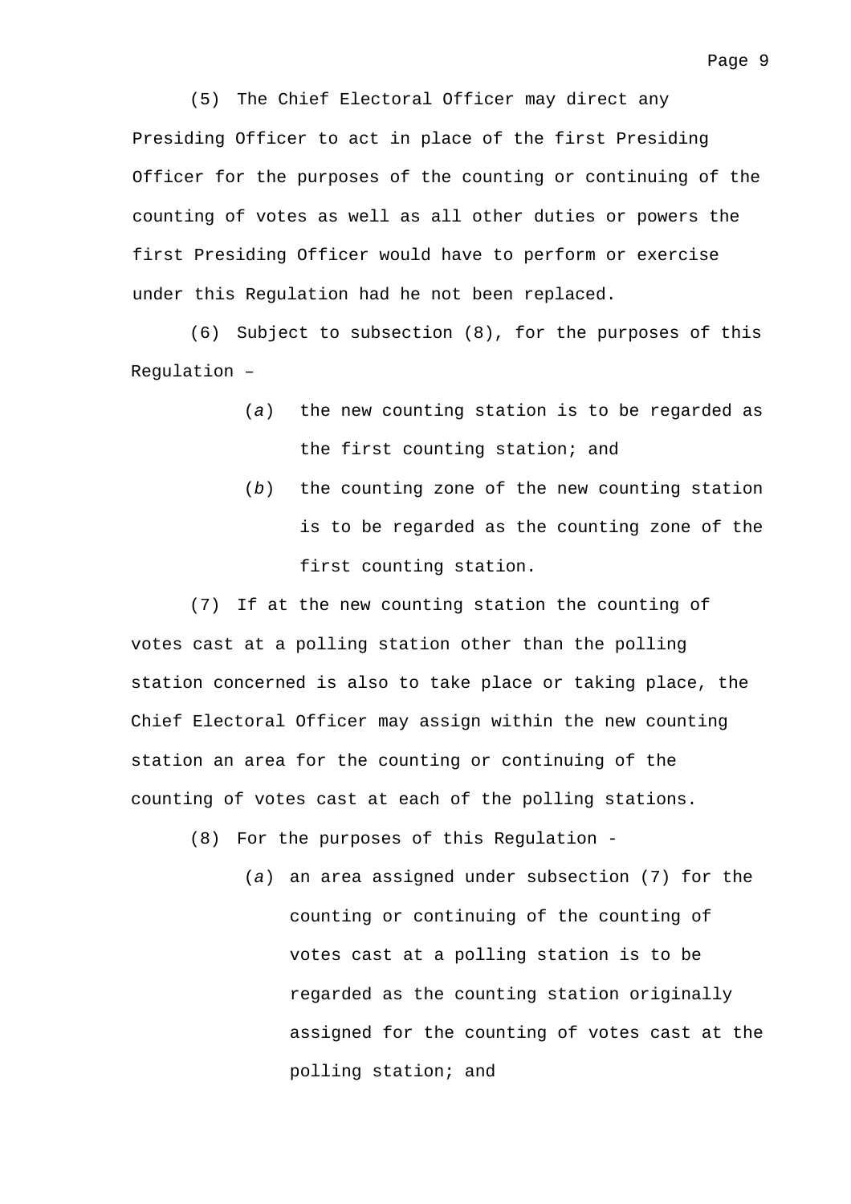(5) The Chief Electoral Officer may direct any Presiding Officer to act in place of the first Presiding Officer for the purposes of the counting or continuing of the counting of votes as well as all other duties or powers the first Presiding Officer would have to perform or exercise under this Regulation had he not been replaced.

(6) Subject to subsection (8), for the purposes of this Regulation –

- (*a*) the new counting station is to be regarded as the first counting station; and
- (*b*) the counting zone of the new counting station is to be regarded as the counting zone of the first counting station.

(7) If at the new counting station the counting of votes cast at a polling station other than the polling station concerned is also to take place or taking place, the Chief Electoral Officer may assign within the new counting station an area for the counting or continuing of the counting of votes cast at each of the polling stations.

(8) For the purposes of this Regulation -

- (*a*) an area assigned under subsection (7) for the counting or continuing of the counting of votes cast at a polling station is to be regarded as the counting station originally assigned for the counting of votes cast at the polling station; and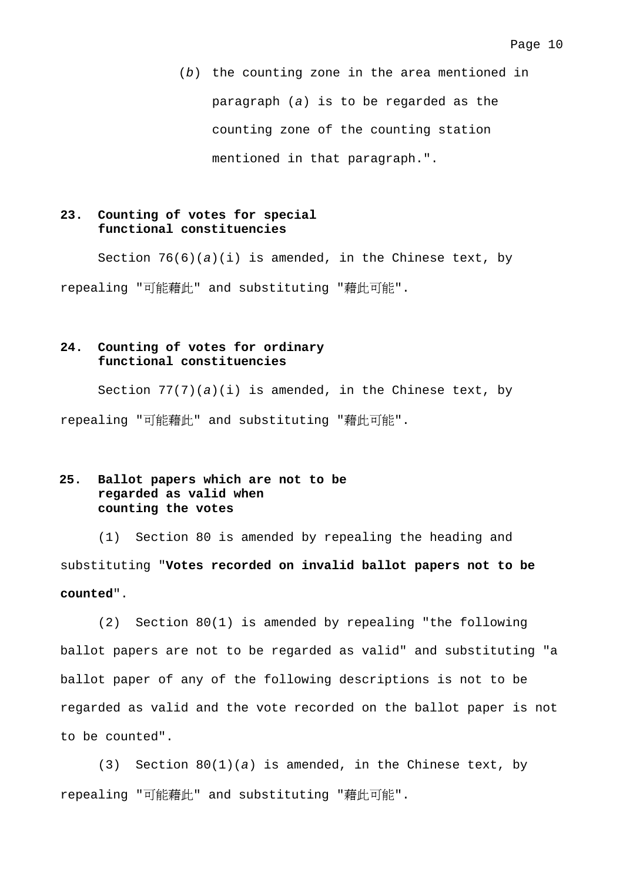(*b*) the counting zone in the area mentioned in paragraph (*a*) is to be regarded as the counting zone of the counting station mentioned in that paragraph.".

**23. Counting of votes for special functional constituencies**

Section 76(6)(*a*)(i) is amended, in the Chinese text, by repealing "可能藉此" and substituting "藉此可能".

**24. Counting of votes for ordinary functional constituencies**

Section 77(7)(*a*)(i) is amended, in the Chinese text, by repealing "可能藉此" and substituting "藉此可能".

**25. Ballot papers which are not to be regarded as valid when counting the votes**

(1) Section 80 is amended by repealing the heading and substituting "**Votes recorded on invalid ballot papers not to be counted**".

(2) Section 80(1) is amended by repealing "the following ballot papers are not to be regarded as valid" and substituting "a ballot paper of any of the following descriptions is not to be regarded as valid and the vote recorded on the ballot paper is not to be counted".

(3) Section 80(1)(*a*) is amended, in the Chinese text, by repealing "可能藉此" and substituting "藉此可能".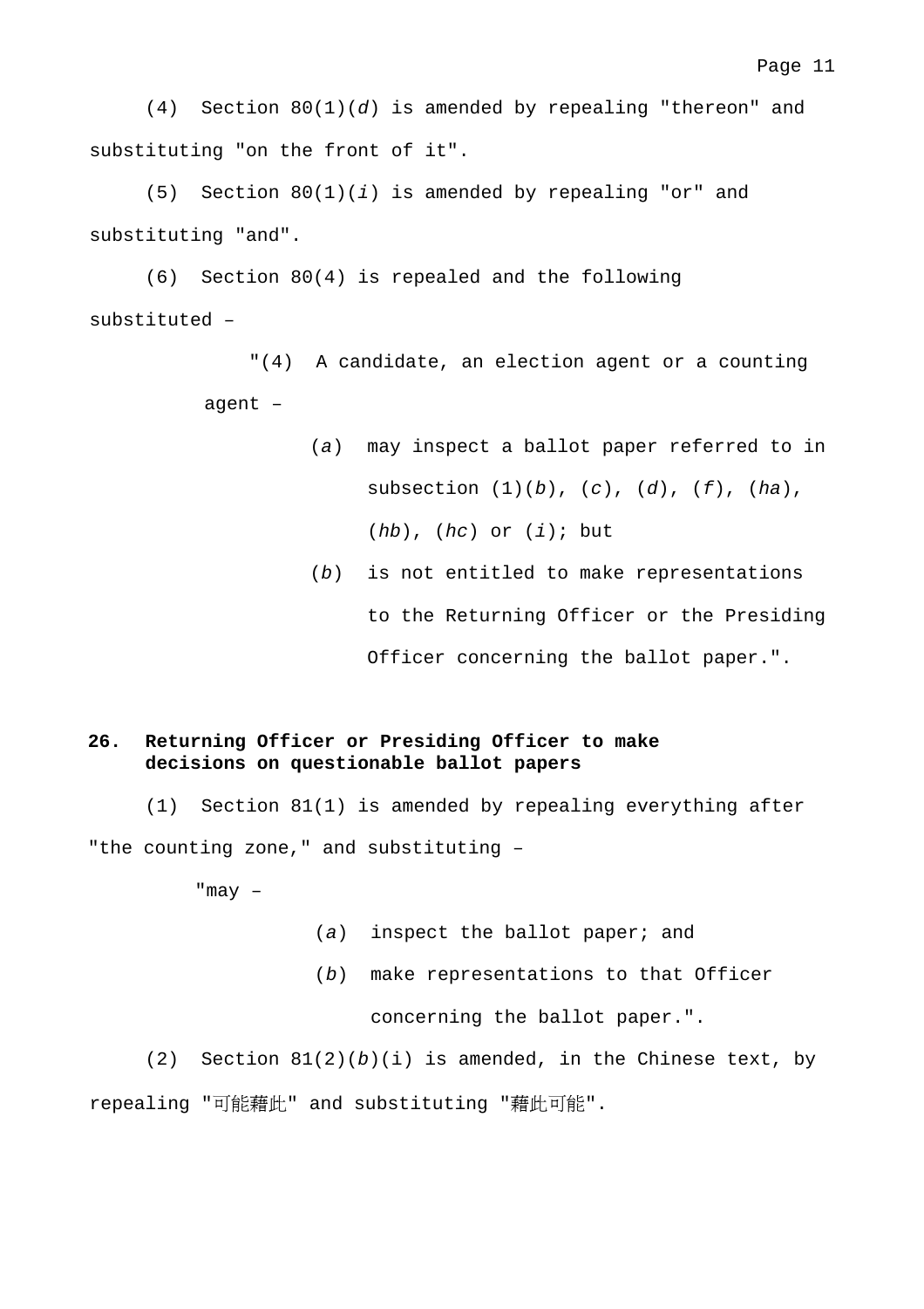(4) Section 80(1)(*d*) is amended by repealing "thereon" and substituting "on the front of it".

(5) Section 80(1)(*i*) is amended by repealing "or" and substituting "and".

(6) Section 80(4) is repealed and the following substituted –

"(4) A candidate, an election agent or a counting agent –

(*a*) may inspect a ballot paper referred to in subsection (1)(*b*), (*c*), (*d*), (*f*), (*ha*), (*hb*), (*hc*) or (*i*); but

(*b*) is not entitled to make representations to the Returning Officer or the Presiding Officer concerning the ballot paper.".

**26. Returning Officer or Presiding Officer to make decisions on questionable ballot papers**

(1) Section 81(1) is amended by repealing everything after "the counting zone," and substituting –

"may –

(*a*) inspect the ballot paper; and

(*b*) make representations to that Officer concerning the ballot paper.".

(2) Section 81(2)(*b*)(i) is amended, in the Chinese text, by repealing "可能藉此" and substituting "藉此可能".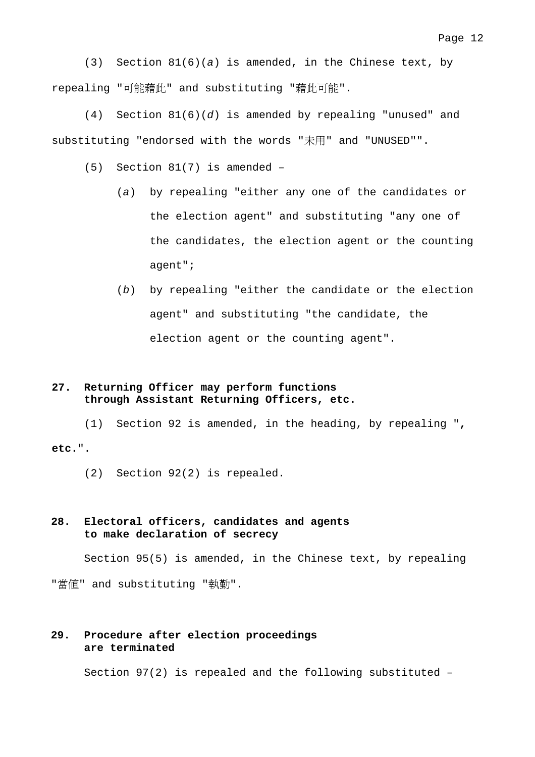(3) Section 81(6)(*a*) is amended, in the Chinese text, by repealing "可能藉此" and substituting "藉此可能".

(4) Section 81(6)(*d*) is amended by repealing "unused" and substituting "endorsed with the words "未用" and "UNUSED"".

(5) Section 81(7) is amended –

(*a*) by repealing "either any one of the candidates or the election agent" and substituting "any one of the candidates, the election agent or the counting agent";

(*b*) by repealing "either the candidate or the election agent" and substituting "the candidate, the election agent or the counting agent".

**27. Returning Officer may perform functions through Assistant Returning Officers, etc.**

(1) Section 92 is amended, in the heading, by repealing "**, etc.**".

(2) Section 92(2) is repealed.

**28. Electoral officers, candidates and agents to make declaration of secrecy**

Section 95(5) is amended, in the Chinese text, by repealing "當值" and substituting "執勤".

**29. Procedure after election proceedings are terminated**

Section 97(2) is repealed and the following substituted –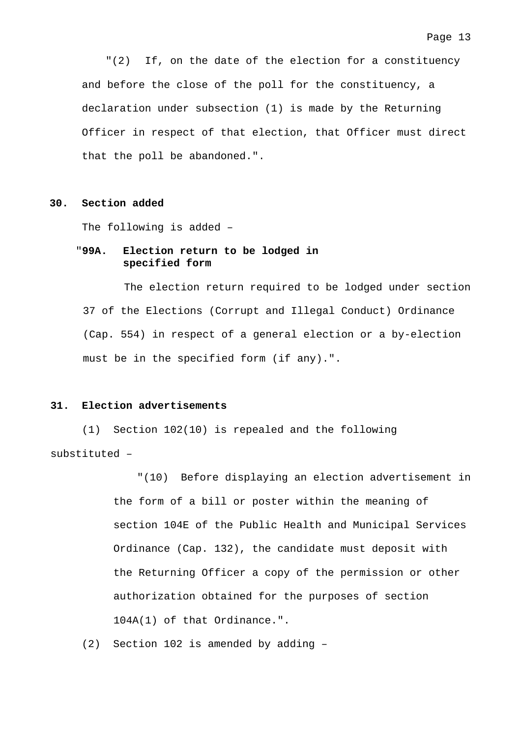"(2) If, on the date of the election for a constituency and before the close of the poll for the constituency, a declaration under subsection (1) is made by the Returning Officer in respect of that election, that Officer must direct that the poll be abandoned.".

**30. Section added**

The following is added –

"**99A. Election return to be lodged in specified form**

The election return required to be lodged under section 37 of the Elections (Corrupt and Illegal Conduct) Ordinance (Cap. 554) in respect of a general election or a by-election must be in the specified form (if any).".

**31. Election advertisements**

(1) Section 102(10) is repealed and the following substituted –

"(10) Before displaying an election advertisement in the form of a bill or poster within the meaning of section 104E of the Public Health and Municipal Services Ordinance (Cap. 132), the candidate must deposit with the Returning Officer a copy of the permission or other authorization obtained for the purposes of section 104A(1) of that Ordinance.".

(2) Section 102 is amended by adding –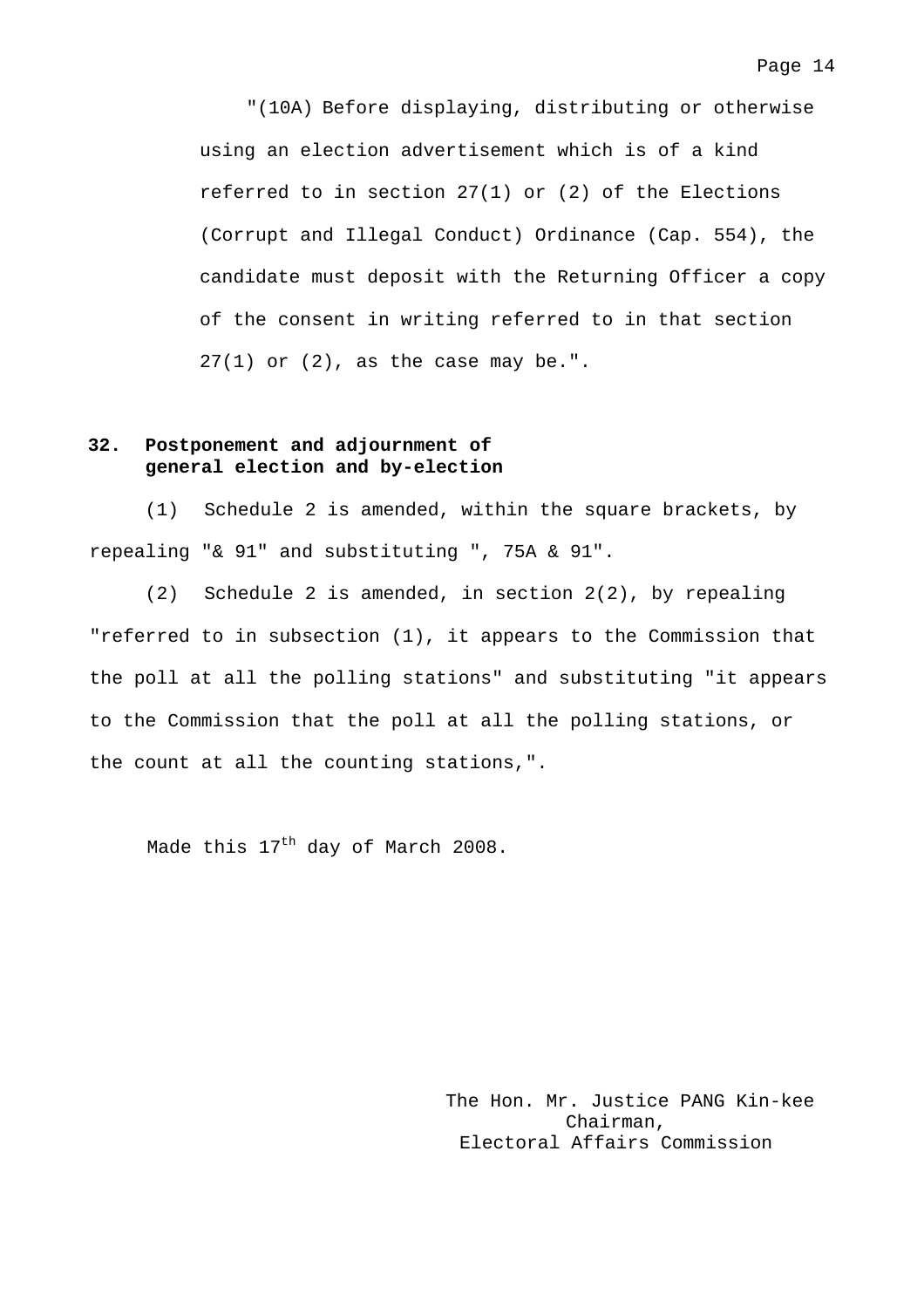"(10A) Before displaying, distributing or otherwise using an election advertisement which is of a kind referred to in section 27(1) or (2) of the Elections (Corrupt and Illegal Conduct) Ordinance (Cap. 554), the candidate must deposit with the Returning Officer a copy of the consent in writing referred to in that section 27(1) or (2), as the case may be.".

**32. Postponement and adjournment of general election and by-election**

(1) Schedule 2 is amended, within the square brackets, by repealing "& 91" and substituting ", 75A & 91".

(2) Schedule 2 is amended, in section 2(2), by repealing "referred to in subsection (1), it appears to the Commission that the poll at all the polling stations" and substituting "it appears to the Commission that the poll at all the polling stations, or the count at all the counting stations,".

Made this 17th day of March 2008.

The Hon. Mr. Justice PANG Kin-kee
Chairman,
Electoral Affairs Commission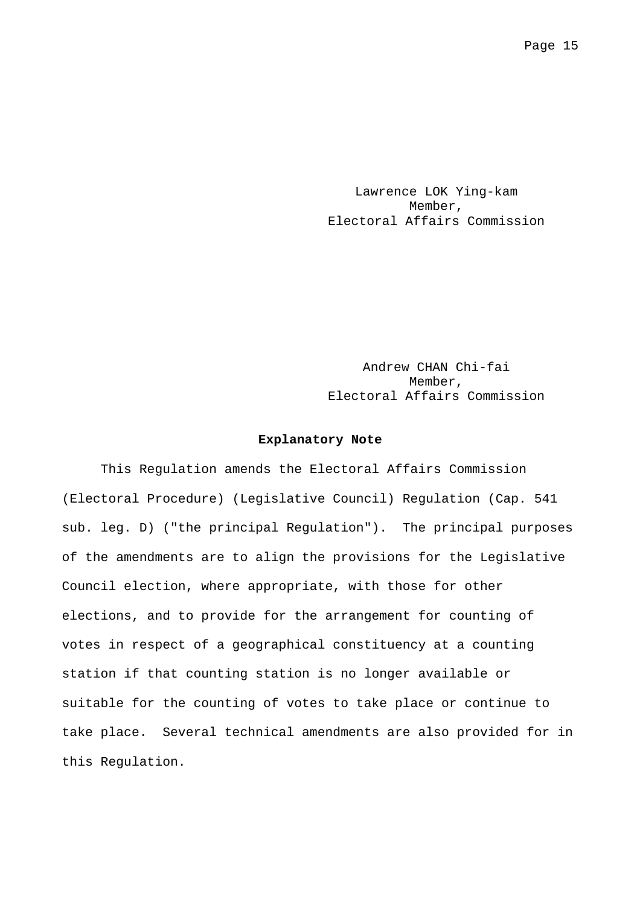Lawrence LOK Ying-kam
Member,
Electoral Affairs Commission

Andrew CHAN Chi-fai
Member,
Electoral Affairs Commission

**Explanatory Note**

This Regulation amends the Electoral Affairs Commission (Electoral Procedure) (Legislative Council) Regulation (Cap. 541 sub. leg. D) ("the principal Regulation"). The principal purposes of the amendments are to align the provisions for the Legislative Council election, where appropriate, with those for other elections, and to provide for the arrangement for counting of votes in respect of a geographical constituency at a counting station if that counting station is no longer available or suitable for the counting of votes to take place or continue to take place. Several technical amendments are also provided for in this Regulation.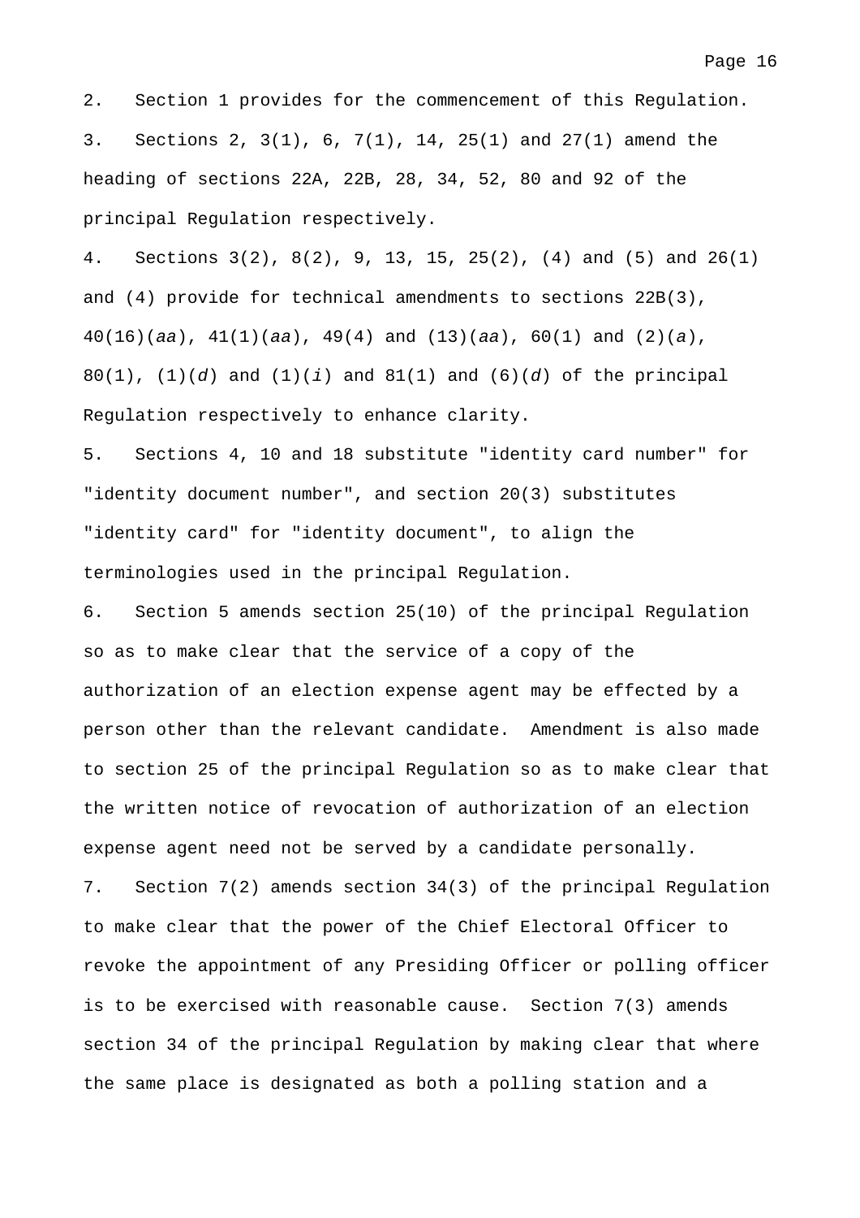2. Section 1 provides for the commencement of this Regulation.

3. Sections 2, 3(1), 6, 7(1), 14, 25(1) and 27(1) amend the heading of sections 22A, 22B, 28, 34, 52, 80 and 92 of the principal Regulation respectively.

4. Sections 3(2), 8(2), 9, 13, 15, 25(2), (4) and (5) and 26(1) and (4) provide for technical amendments to sections 22B(3), 40(16)(*aa*), 41(1)(*aa*), 49(4) and (13)(*aa*), 60(1) and (2)(*a*), 80(1), (1)(*d*) and (1)(*i*) and 81(1) and (6)(*d*) of the principal Regulation respectively to enhance clarity.

5. Sections 4, 10 and 18 substitute "identity card number" for "identity document number", and section 20(3) substitutes "identity card" for "identity document", to align the terminologies used in the principal Regulation.

6. Section 5 amends section 25(10) of the principal Regulation so as to make clear that the service of a copy of the authorization of an election expense agent may be effected by a person other than the relevant candidate. Amendment is also made to section 25 of the principal Regulation so as to make clear that the written notice of revocation of authorization of an election expense agent need not be served by a candidate personally.

7. Section 7(2) amends section 34(3) of the principal Regulation to make clear that the power of the Chief Electoral Officer to revoke the appointment of any Presiding Officer or polling officer is to be exercised with reasonable cause. Section 7(3) amends section 34 of the principal Regulation by making clear that where the same place is designated as both a polling station and a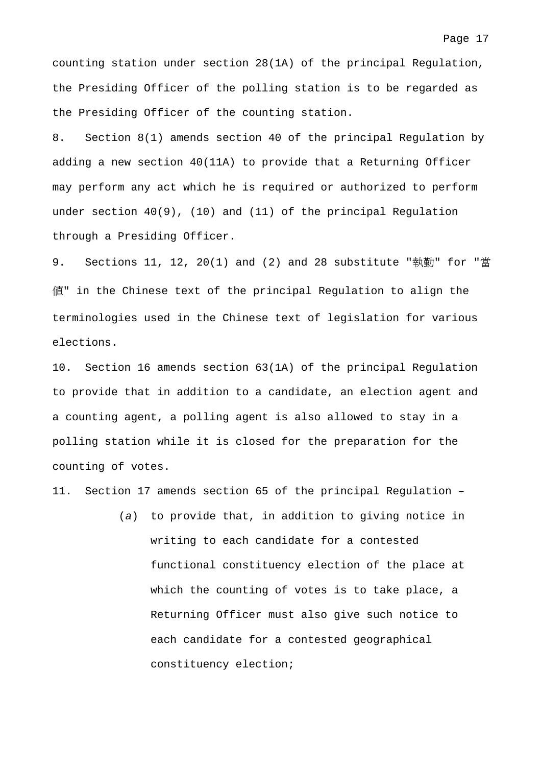counting station under section 28(1A) of the principal Regulation, the Presiding Officer of the polling station is to be regarded as the Presiding Officer of the counting station.

8. Section 8(1) amends section 40 of the principal Regulation by adding a new section 40(11A) to provide that a Returning Officer may perform any act which he is required or authorized to perform under section 40(9), (10) and (11) of the principal Regulation through a Presiding Officer.

9. Sections 11, 12, 20(1) and (2) and 28 substitute "執勤" for "當值" in the Chinese text of the principal Regulation to align the terminologies used in the Chinese text of legislation for various elections.

10. Section 16 amends section 63(1A) of the principal Regulation to provide that in addition to a candidate, an election agent and a counting agent, a polling agent is also allowed to stay in a polling station while it is closed for the preparation for the counting of votes.

11. Section 17 amends section 65 of the principal Regulation –

(*a*) to provide that, in addition to giving notice in writing to each candidate for a contested functional constituency election of the place at which the counting of votes is to take place, a Returning Officer must also give such notice to each candidate for a contested geographical constituency election;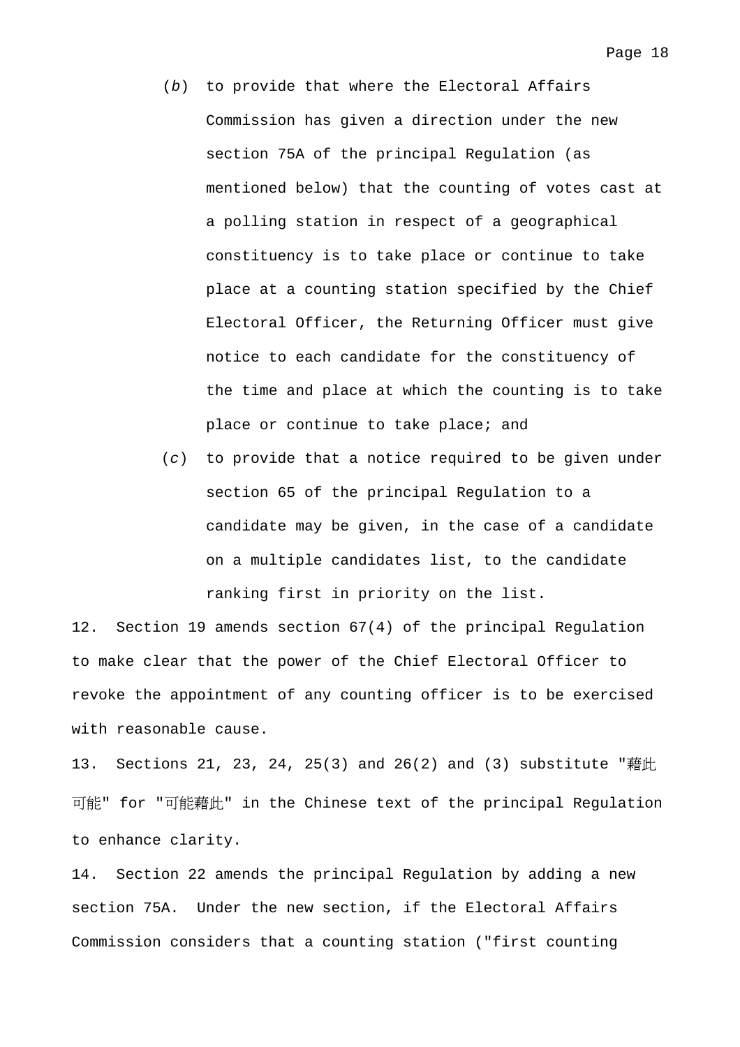(*b*) to provide that where the Electoral Affairs Commission has given a direction under the new section 75A of the principal Regulation (as mentioned below) that the counting of votes cast at a polling station in respect of a geographical constituency is to take place or continue to take place at a counting station specified by the Chief Electoral Officer, the Returning Officer must give notice to each candidate for the constituency of the time and place at which the counting is to take place or continue to take place; and

(*c*) to provide that a notice required to be given under section 65 of the principal Regulation to a candidate may be given, in the case of a candidate on a multiple candidates list, to the candidate ranking first in priority on the list.

12. Section 19 amends section 67(4) of the principal Regulation to make clear that the power of the Chief Electoral Officer to revoke the appointment of any counting officer is to be exercised with reasonable cause.

13. Sections 21, 23, 24, 25(3) and 26(2) and (3) substitute "藉此可能" for "可能藉此" in the Chinese text of the principal Regulation to enhance clarity.

14. Section 22 amends the principal Regulation by adding a new section 75A. Under the new section, if the Electoral Affairs Commission considers that a counting station ("first counting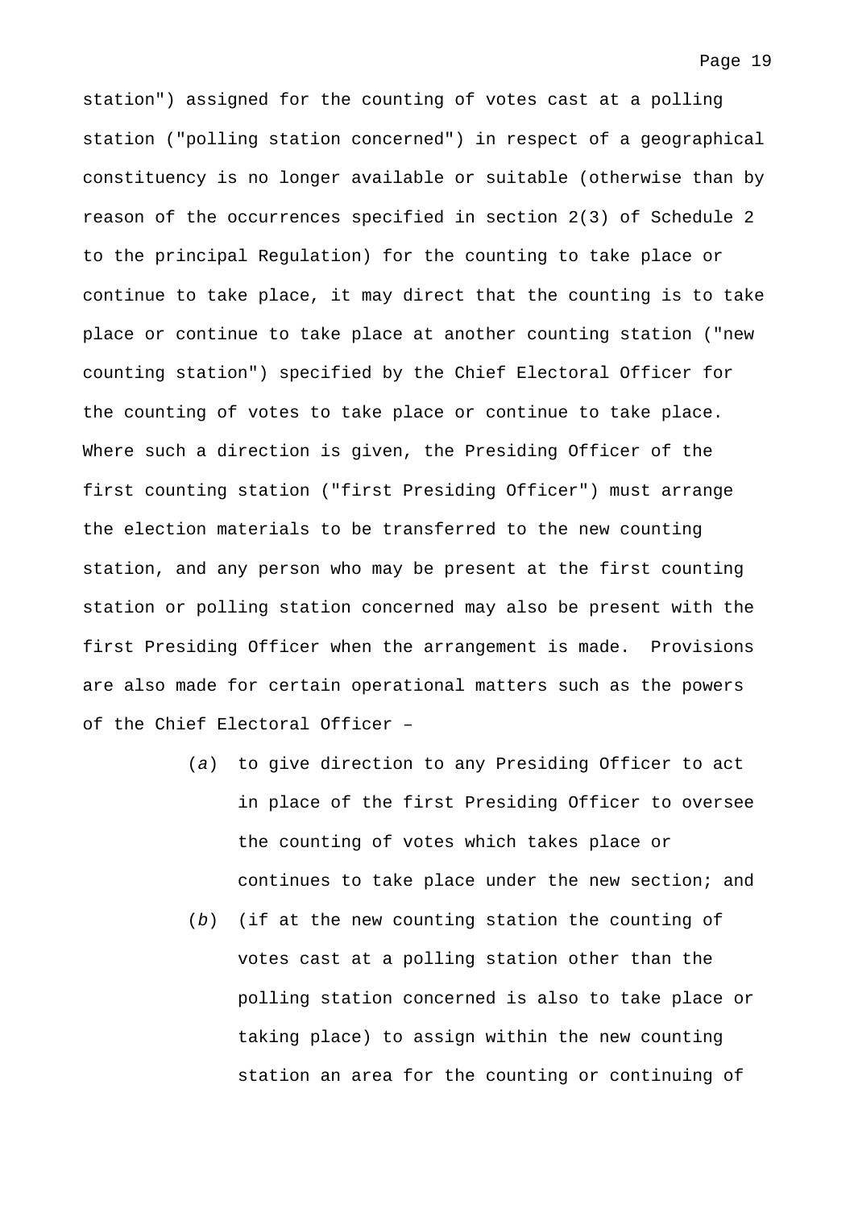station") assigned for the counting of votes cast at a polling station ("polling station concerned") in respect of a geographical constituency is no longer available or suitable (otherwise than by reason of the occurrences specified in section 2(3) of Schedule 2 to the principal Regulation) for the counting to take place or continue to take place, it may direct that the counting is to take place or continue to take place at another counting station ("new counting station") specified by the Chief Electoral Officer for the counting of votes to take place or continue to take place. Where such a direction is given, the Presiding Officer of the first counting station ("first Presiding Officer") must arrange the election materials to be transferred to the new counting station, and any person who may be present at the first counting station or polling station concerned may also be present with the first Presiding Officer when the arrangement is made. Provisions are also made for certain operational matters such as the powers of the Chief Electoral Officer –

(*a*) to give direction to any Presiding Officer to act in place of the first Presiding Officer to oversee the counting of votes which takes place or continues to take place under the new section; and

(*b*) (if at the new counting station the counting of votes cast at a polling station other than the polling station concerned is also to take place or taking place) to assign within the new counting station an area for the counting or continuing of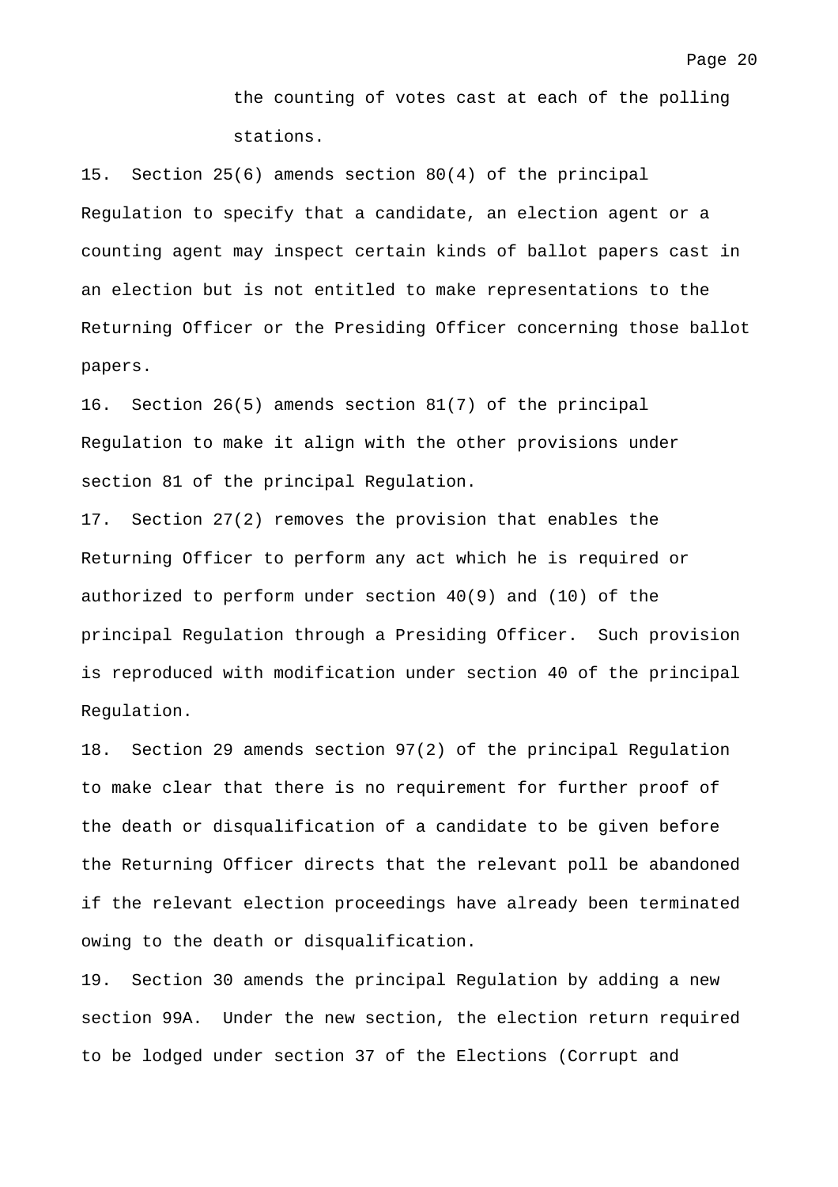the counting of votes cast at each of the polling stations.

15. Section 25(6) amends section 80(4) of the principal Regulation to specify that a candidate, an election agent or a counting agent may inspect certain kinds of ballot papers cast in an election but is not entitled to make representations to the Returning Officer or the Presiding Officer concerning those ballot papers.

16. Section 26(5) amends section 81(7) of the principal Regulation to make it align with the other provisions under section 81 of the principal Regulation.

17. Section 27(2) removes the provision that enables the Returning Officer to perform any act which he is required or authorized to perform under section 40(9) and (10) of the principal Regulation through a Presiding Officer. Such provision is reproduced with modification under section 40 of the principal Regulation.

18. Section 29 amends section 97(2) of the principal Regulation to make clear that there is no requirement for further proof of the death or disqualification of a candidate to be given before the Returning Officer directs that the relevant poll be abandoned if the relevant election proceedings have already been terminated owing to the death or disqualification.

19. Section 30 amends the principal Regulation by adding a new section 99A. Under the new section, the election return required to be lodged under section 37 of the Elections (Corrupt and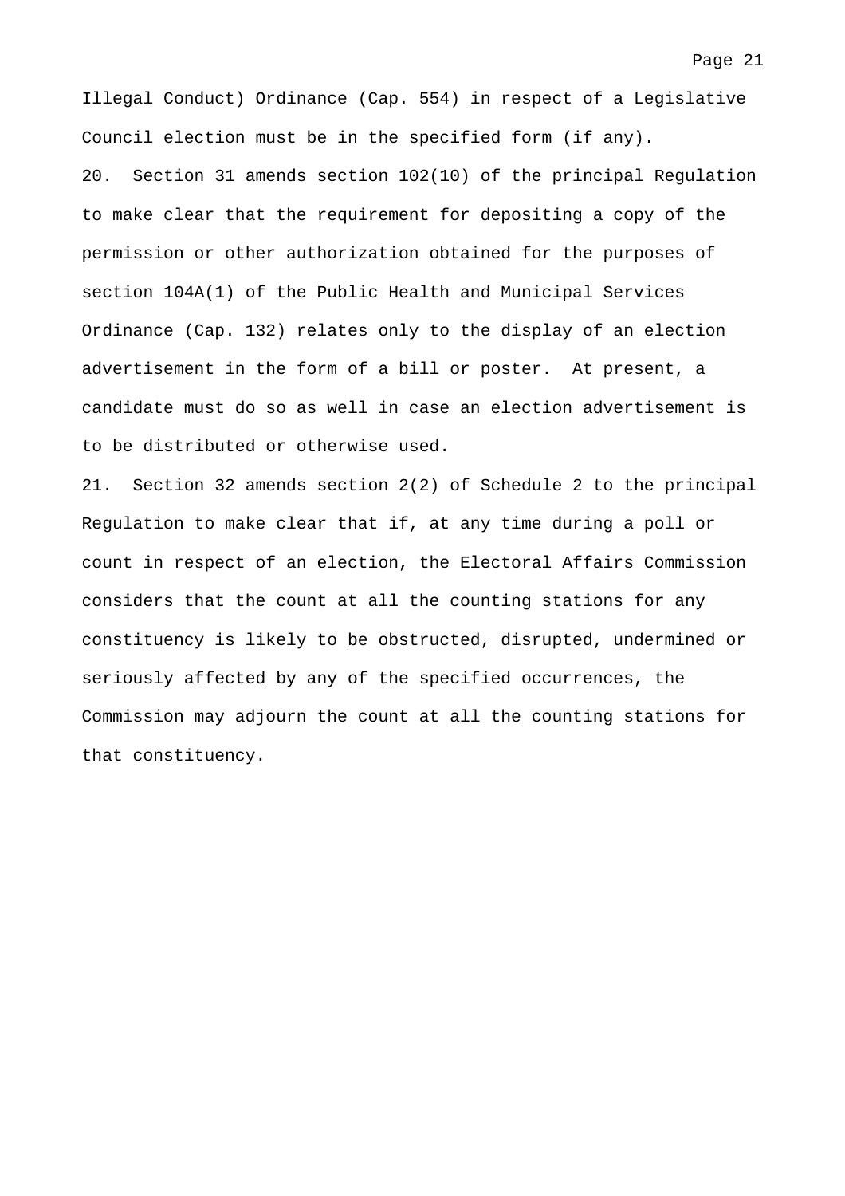Illegal Conduct) Ordinance (Cap. 554) in respect of a Legislative Council election must be in the specified form (if any).

20. Section 31 amends section 102(10) of the principal Regulation to make clear that the requirement for depositing a copy of the permission or other authorization obtained for the purposes of section 104A(1) of the Public Health and Municipal Services Ordinance (Cap. 132) relates only to the display of an election advertisement in the form of a bill or poster. At present, a candidate must do so as well in case an election advertisement is to be distributed or otherwise used.

21. Section 32 amends section 2(2) of Schedule 2 to the principal Regulation to make clear that if, at any time during a poll or count in respect of an election, the Electoral Affairs Commission considers that the count at all the counting stations for any constituency is likely to be obstructed, disrupted, undermined or seriously affected by any of the specified occurrences, the Commission may adjourn the count at all the counting stations for that constituency.